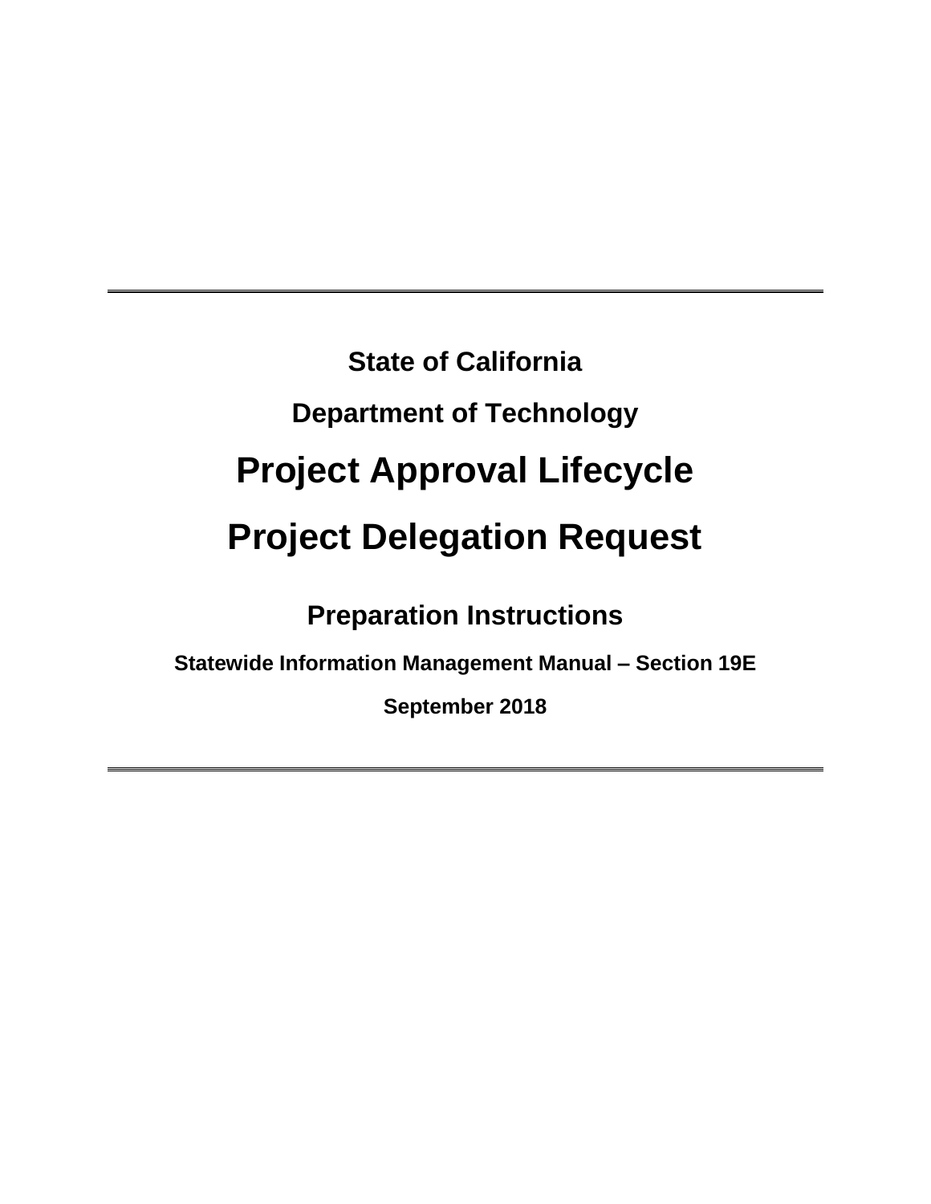**State of California**

**Department of Technology**

# Project Approval Lifecycle

# Project Delegation Request

## Preparation Instructions

**Statewide Information Management Manual – Section 19E**

**September 2018**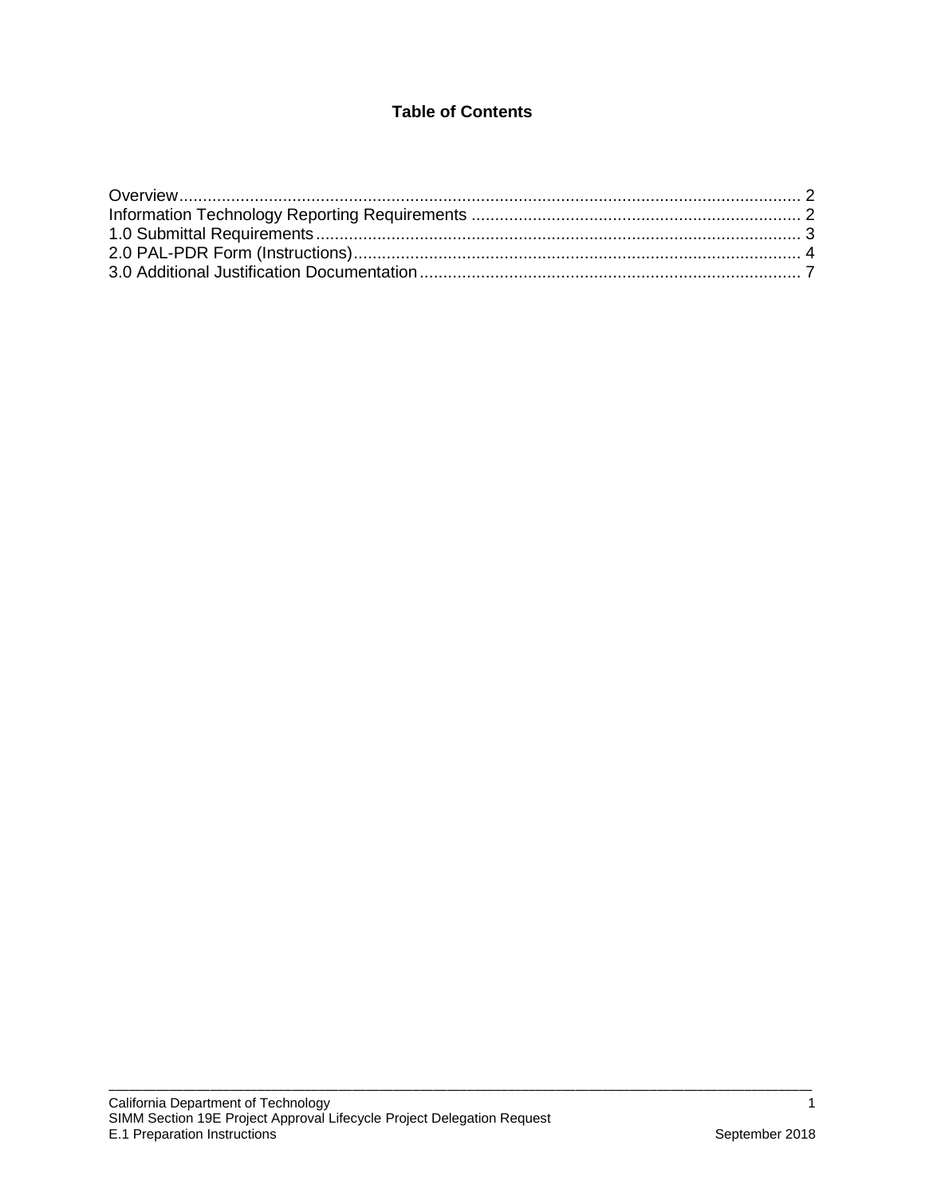**Table of Contents**

Overview.................................................................................................................................. 2
Information Technology Reporting Requirements ...................................................................... 2
1.0 Submittal Requirements ...................................................................................................... 3
2.0 PAL-PDR Form (Instructions) .............................................................................................. 4
3.0 Additional Justification Documentation ................................................................................ 7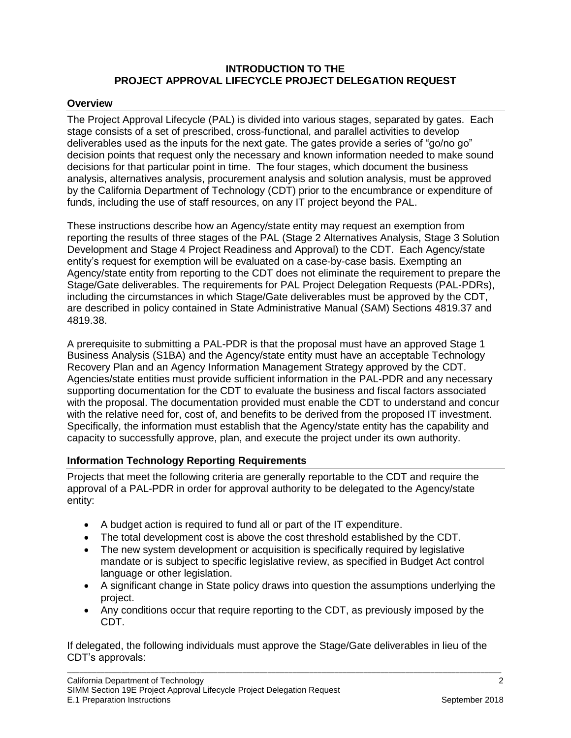# INTRODUCTION TO THE PROJECT APPROVAL LIFECYCLE PROJECT DELEGATION REQUEST

## Overview

The Project Approval Lifecycle (PAL) is divided into various stages, separated by gates. Each stage consists of a set of prescribed, cross-functional, and parallel activities to develop deliverables used as the inputs for the next gate. The gates provide a series of "go/no go" decision points that request only the necessary and known information needed to make sound decisions for that particular point in time. The four stages, which document the business analysis, alternatives analysis, procurement analysis and solution analysis, must be approved by the California Department of Technology (CDT) prior to the encumbrance or expenditure of funds, including the use of staff resources, on any IT project beyond the PAL.

These instructions describe how an Agency/state entity may request an exemption from reporting the results of three stages of the PAL (Stage 2 Alternatives Analysis, Stage 3 Solution Development and Stage 4 Project Readiness and Approval) to the CDT. Each Agency/state entity's request for exemption will be evaluated on a case-by-case basis. Exempting an Agency/state entity from reporting to the CDT does not eliminate the requirement to prepare the Stage/Gate deliverables. The requirements for PAL Project Delegation Requests (PAL-PDRs), including the circumstances in which Stage/Gate deliverables must be approved by the CDT, are described in policy contained in State Administrative Manual (SAM) Sections 4819.37 and 4819.38.

A prerequisite to submitting a PAL-PDR is that the proposal must have an approved Stage 1 Business Analysis (S1BA) and the Agency/state entity must have an acceptable Technology Recovery Plan and an Agency Information Management Strategy approved by the CDT. Agencies/state entities must provide sufficient information in the PAL-PDR and any necessary supporting documentation for the CDT to evaluate the business and fiscal factors associated with the proposal. The documentation provided must enable the CDT to understand and concur with the relative need for, cost of, and benefits to be derived from the proposed IT investment. Specifically, the information must establish that the Agency/state entity has the capability and capacity to successfully approve, plan, and execute the project under its own authority.

## Information Technology Reporting Requirements

Projects that meet the following criteria are generally reportable to the CDT and require the approval of a PAL-PDR in order for approval authority to be delegated to the Agency/state entity:

- A budget action is required to fund all or part of the IT expenditure.
- The total development cost is above the cost threshold established by the CDT.
- The new system development or acquisition is specifically required by legislative mandate or is subject to specific legislative review, as specified in Budget Act control language or other legislation.
- A significant change in State policy draws into question the assumptions underlying the project.
- Any conditions occur that require reporting to the CDT, as previously imposed by the CDT.

If delegated, the following individuals must approve the Stage/Gate deliverables in lieu of the CDT's approvals: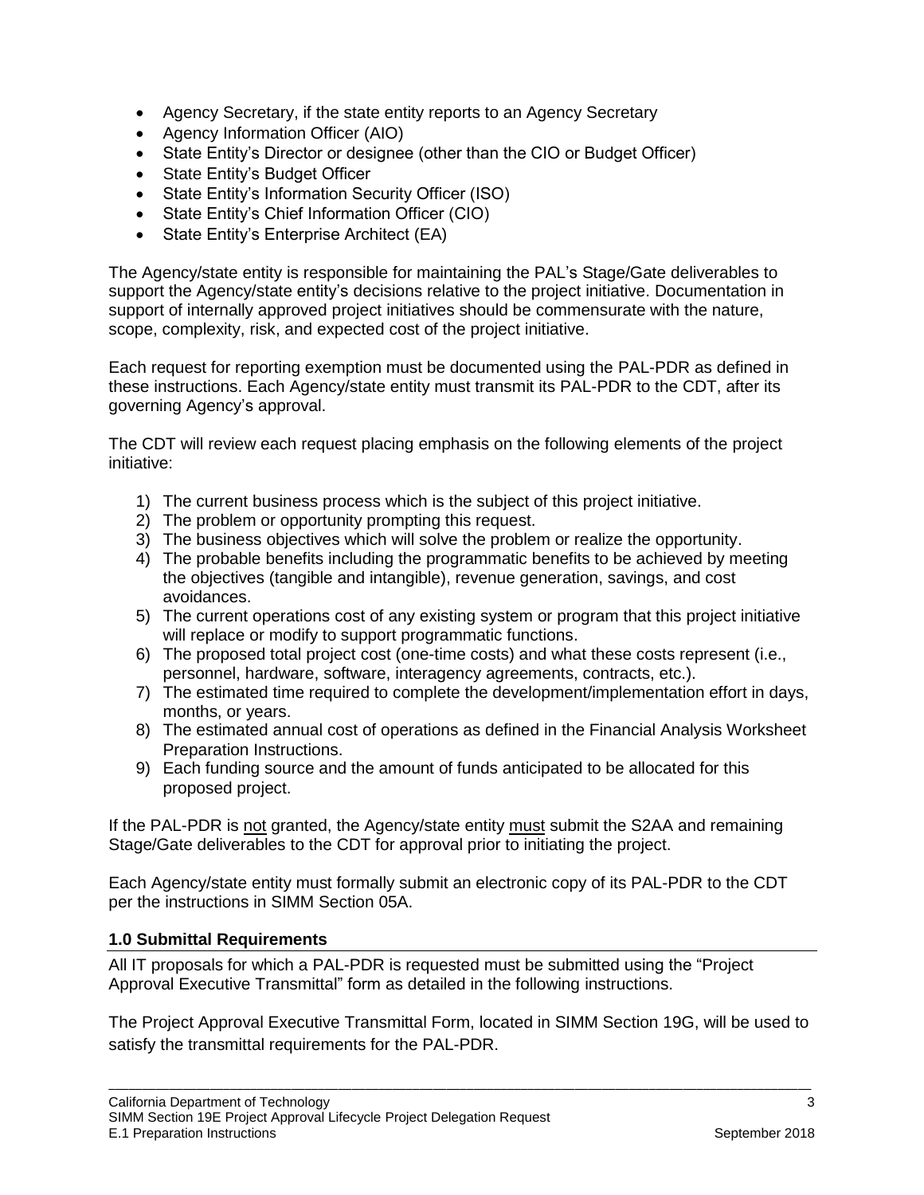- Agency Secretary, if the state entity reports to an Agency Secretary
- Agency Information Officer (AIO)
- State Entity's Director or designee (other than the CIO or Budget Officer)
- State Entity's Budget Officer
- State Entity's Information Security Officer (ISO)
- State Entity's Chief Information Officer (CIO)
- State Entity's Enterprise Architect (EA)

The Agency/state entity is responsible for maintaining the PAL's Stage/Gate deliverables to support the Agency/state entity's decisions relative to the project initiative. Documentation in support of internally approved project initiatives should be commensurate with the nature, scope, complexity, risk, and expected cost of the project initiative.

Each request for reporting exemption must be documented using the PAL-PDR as defined in these instructions. Each Agency/state entity must transmit its PAL-PDR to the CDT, after its governing Agency's approval.

The CDT will review each request placing emphasis on the following elements of the project initiative:

1) The current business process which is the subject of this project initiative.
2) The problem or opportunity prompting this request.
3) The business objectives which will solve the problem or realize the opportunity.
4) The probable benefits including the programmatic benefits to be achieved by meeting the objectives (tangible and intangible), revenue generation, savings, and cost avoidances.
5) The current operations cost of any existing system or program that this project initiative will replace or modify to support programmatic functions.
6) The proposed total project cost (one-time costs) and what these costs represent (i.e., personnel, hardware, software, interagency agreements, contracts, etc.).
7) The estimated time required to complete the development/implementation effort in days, months, or years.
8) The estimated annual cost of operations as defined in the Financial Analysis Worksheet Preparation Instructions.
9) Each funding source and the amount of funds anticipated to be allocated for this proposed project.

If the PAL-PDR is <u>not</u> granted, the Agency/state entity <u>must</u> submit the S2AA and remaining Stage/Gate deliverables to the CDT for approval prior to initiating the project.

Each Agency/state entity must formally submit an electronic copy of its PAL-PDR to the CDT per the instructions in SIMM Section 05A.

### 1.0 Submittal Requirements

All IT proposals for which a PAL-PDR is requested must be submitted using the "Project Approval Executive Transmittal" form as detailed in the following instructions.

The Project Approval Executive Transmittal Form, located in SIMM Section 19G, will be used to satisfy the transmittal requirements for the PAL-PDR.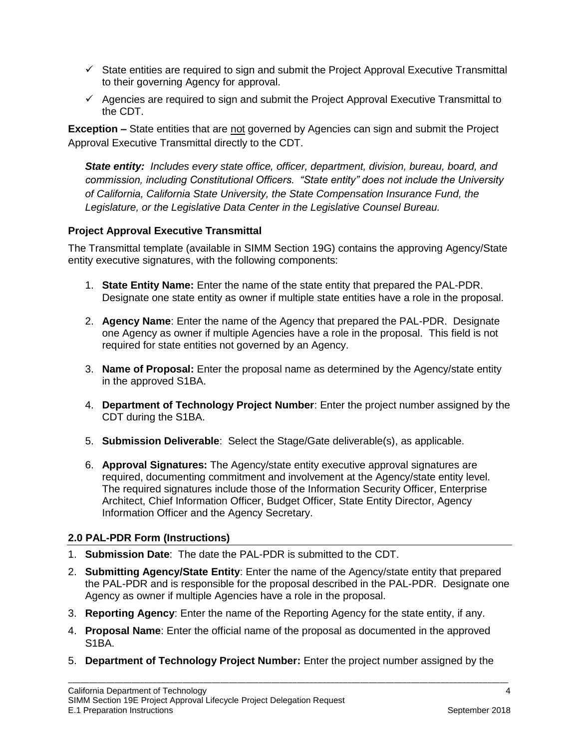- ✓ State entities are required to sign and submit the Project Approval Executive Transmittal to their governing Agency for approval.
- ✓ Agencies are required to sign and submit the Project Approval Executive Transmittal to the CDT.

**Exception –** State entities that are not governed by Agencies can sign and submit the Project Approval Executive Transmittal directly to the CDT.

> ***State entity:*** *Includes every state office, officer, department, division, bureau, board, and commission, including Constitutional Officers. "State entity" does not include the University of California, California State University, the State Compensation Insurance Fund, the Legislature, or the Legislative Data Center in the Legislative Counsel Bureau.*

### Project Approval Executive Transmittal

The Transmittal template (available in SIMM Section 19G) contains the approving Agency/State entity executive signatures, with the following components:

1. **State Entity Name:** Enter the name of the state entity that prepared the PAL-PDR. Designate one state entity as owner if multiple state entities have a role in the proposal.
2. **Agency Name**: Enter the name of the Agency that prepared the PAL-PDR. Designate one Agency as owner if multiple Agencies have a role in the proposal. This field is not required for state entities not governed by an Agency.
3. **Name of Proposal:** Enter the proposal name as determined by the Agency/state entity in the approved S1BA.
4. **Department of Technology Project Number**: Enter the project number assigned by the CDT during the S1BA.
5. **Submission Deliverable**: Select the Stage/Gate deliverable(s), as applicable.
6. **Approval Signatures:** The Agency/state entity executive approval signatures are required, documenting commitment and involvement at the Agency/state entity level. The required signatures include those of the Information Security Officer, Enterprise Architect, Chief Information Officer, Budget Officer, State Entity Director, Agency Information Officer and the Agency Secretary.

### 2.0 PAL-PDR Form (Instructions)

1. **Submission Date**: The date the PAL-PDR is submitted to the CDT.
2. **Submitting Agency/State Entity**: Enter the name of the Agency/state entity that prepared the PAL-PDR and is responsible for the proposal described in the PAL-PDR. Designate one Agency as owner if multiple Agencies have a role in the proposal.
3. **Reporting Agency**: Enter the name of the Reporting Agency for the state entity, if any.
4. **Proposal Name**: Enter the official name of the proposal as documented in the approved S1BA.
5. **Department of Technology Project Number:** Enter the project number assigned by the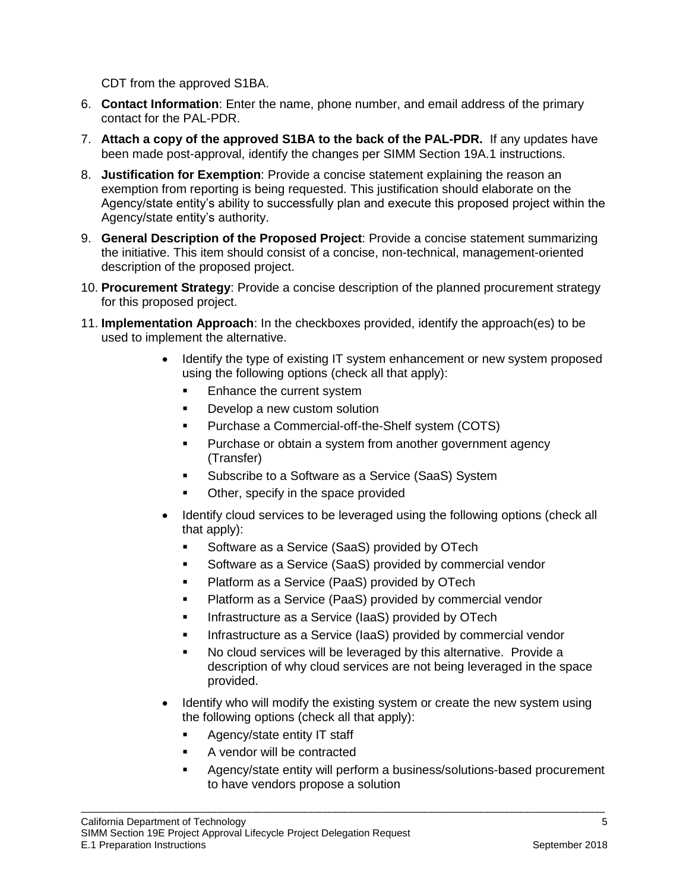CDT from the approved S1BA.

6. **Contact Information**: Enter the name, phone number, and email address of the primary contact for the PAL-PDR.
7. **Attach a copy of the approved S1BA to the back of the PAL-PDR.** If any updates have been made post-approval, identify the changes per SIMM Section 19A.1 instructions.
8. **Justification for Exemption**: Provide a concise statement explaining the reason an exemption from reporting is being requested. This justification should elaborate on the Agency/state entity's ability to successfully plan and execute this proposed project within the Agency/state entity's authority.
9. **General Description of the Proposed Project**: Provide a concise statement summarizing the initiative. This item should consist of a concise, non-technical, management-oriented description of the proposed project.
10. **Procurement Strategy**: Provide a concise description of the planned procurement strategy for this proposed project.
11. **Implementation Approach**: In the checkboxes provided, identify the approach(es) to be used to implement the alternative.
    - Identify the type of existing IT system enhancement or new system proposed using the following options (check all that apply):
        - Enhance the current system
        - Develop a new custom solution
        - Purchase a Commercial-off-the-Shelf system (COTS)
        - Purchase or obtain a system from another government agency (Transfer)
        - Subscribe to a Software as a Service (SaaS) System
        - Other, specify in the space provided
    - Identify cloud services to be leveraged using the following options (check all that apply):
        - Software as a Service (SaaS) provided by OTech
        - Software as a Service (SaaS) provided by commercial vendor
        - Platform as a Service (PaaS) provided by OTech
        - Platform as a Service (PaaS) provided by commercial vendor
        - Infrastructure as a Service (IaaS) provided by OTech
        - Infrastructure as a Service (IaaS) provided by commercial vendor
        - No cloud services will be leveraged by this alternative. Provide a description of why cloud services are not being leveraged in the space provided.
    - Identify who will modify the existing system or create the new system using the following options (check all that apply):
        - Agency/state entity IT staff
        - A vendor will be contracted
        - Agency/state entity will perform a business/solutions-based procurement to have vendors propose a solution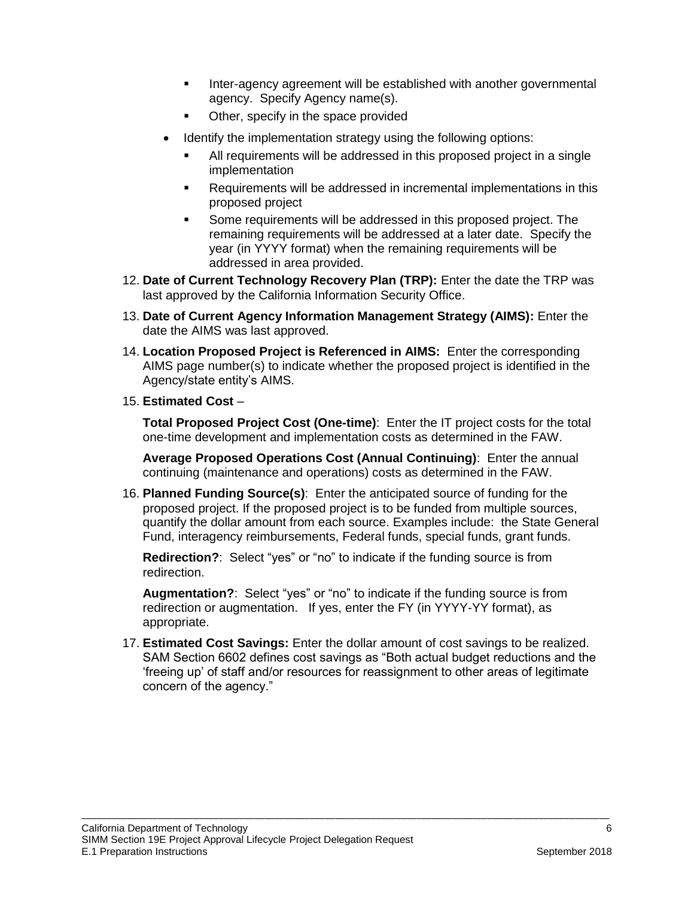- Inter-agency agreement will be established with another governmental agency. Specify Agency name(s).
    - Other, specify in the space provided
  - Identify the implementation strategy using the following options:
    - All requirements will be addressed in this proposed project in a single implementation
    - Requirements will be addressed in incremental implementations in this proposed project
    - Some requirements will be addressed in this proposed project. The remaining requirements will be addressed at a later date. Specify the year (in YYYY format) when the remaining requirements will be addressed in area provided.

12. **Date of Current Technology Recovery Plan (TRP):** Enter the date the TRP was last approved by the California Information Security Office.
13. **Date of Current Agency Information Management Strategy (AIMS):** Enter the date the AIMS was last approved.
14. **Location Proposed Project is Referenced in AIMS:** Enter the corresponding AIMS page number(s) to indicate whether the proposed project is identified in the Agency/state entity's AIMS.
15. **Estimated Cost** –

    **Total Proposed Project Cost (One-time)**: Enter the IT project costs for the total one-time development and implementation costs as determined in the FAW.

    **Average Proposed Operations Cost (Annual Continuing)**: Enter the annual continuing (maintenance and operations) costs as determined in the FAW.

16. **Planned Funding Source(s)**: Enter the anticipated source of funding for the proposed project. If the proposed project is to be funded from multiple sources, quantify the dollar amount from each source. Examples include: the State General Fund, interagency reimbursements, Federal funds, special funds, grant funds.

    **Redirection?**: Select "yes" or "no" to indicate if the funding source is from redirection.

    **Augmentation?**: Select "yes" or "no" to indicate if the funding source is from redirection or augmentation. If yes, enter the FY (in YYYY-YY format), as appropriate.

17. **Estimated Cost Savings:** Enter the dollar amount of cost savings to be realized. SAM Section 6602 defines cost savings as "Both actual budget reductions and the 'freeing up' of staff and/or resources for reassignment to other areas of legitimate concern of the agency."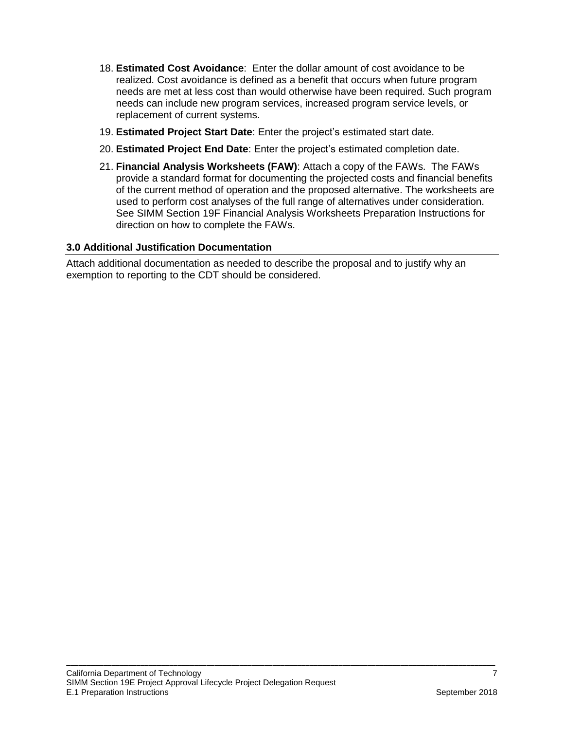18. **Estimated Cost Avoidance**: Enter the dollar amount of cost avoidance to be realized. Cost avoidance is defined as a benefit that occurs when future program needs are met at less cost than would otherwise have been required. Such program needs can include new program services, increased program service levels, or replacement of current systems.
19. **Estimated Project Start Date**: Enter the project's estimated start date.
20. **Estimated Project End Date**: Enter the project's estimated completion date.
21. **Financial Analysis Worksheets (FAW)**: Attach a copy of the FAWs. The FAWs provide a standard format for documenting the projected costs and financial benefits of the current method of operation and the proposed alternative. The worksheets are used to perform cost analyses of the full range of alternatives under consideration. See SIMM Section 19F Financial Analysis Worksheets Preparation Instructions for direction on how to complete the FAWs.

### 3.0 Additional Justification Documentation

Attach additional documentation as needed to describe the proposal and to justify why an exemption to reporting to the CDT should be considered.